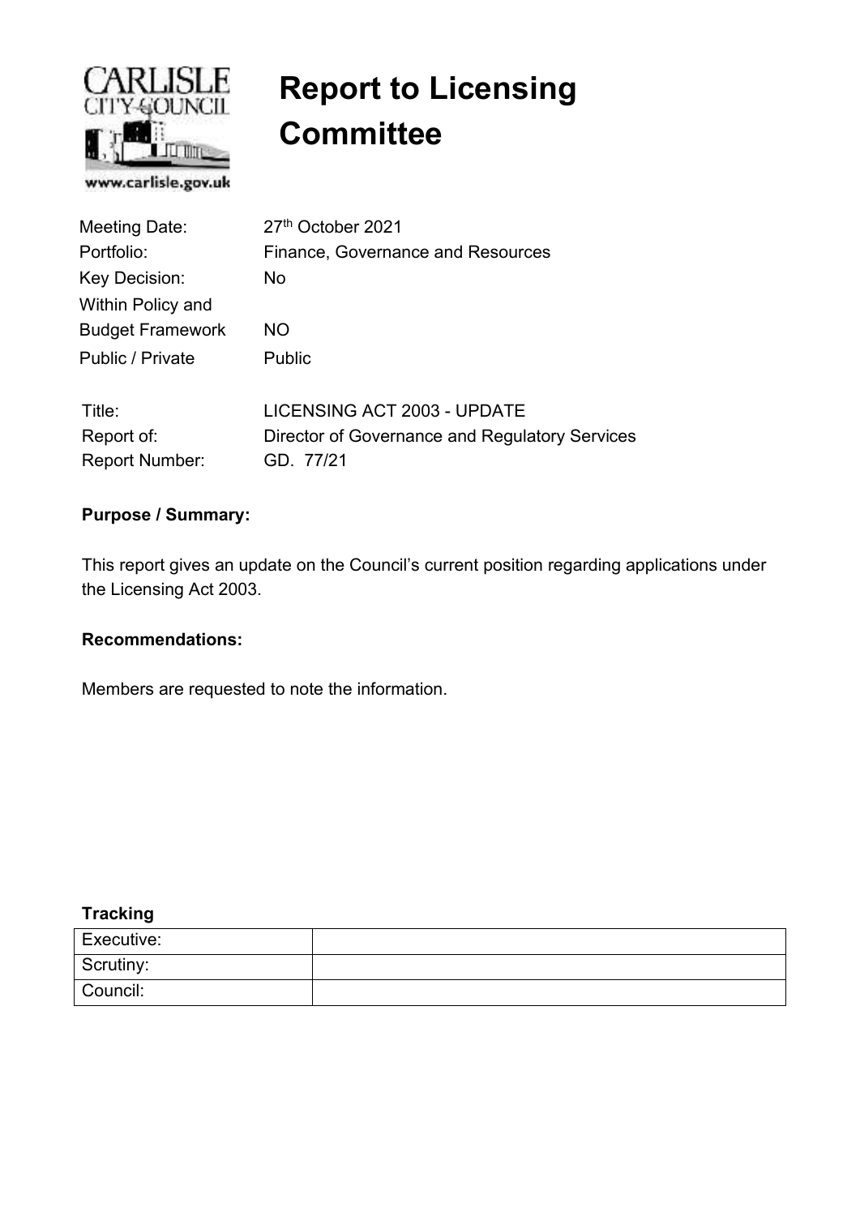# Report to Licensing Committee

| | |
|---|---|
| Meeting Date: | 27th October 2021 |
| Portfolio: | Finance, Governance and Resources |
| Key Decision: | No |
| Within Policy and Budget Framework | NO |
| Public / Private | Public |

| | |
|---|---|
| Title: | LICENSING ACT 2003 - UPDATE |
| Report of: | Director of Governance and Regulatory Services |
| Report Number: | GD. 77/21 |

**Purpose / Summary:**

This report gives an update on the Council's current position regarding applications under the Licensing Act 2003.

**Recommendations:**

Members are requested to note the information.

**Tracking**

| | |
|---|---|
| Executive: | |
| Scrutiny: | |
| Council: | |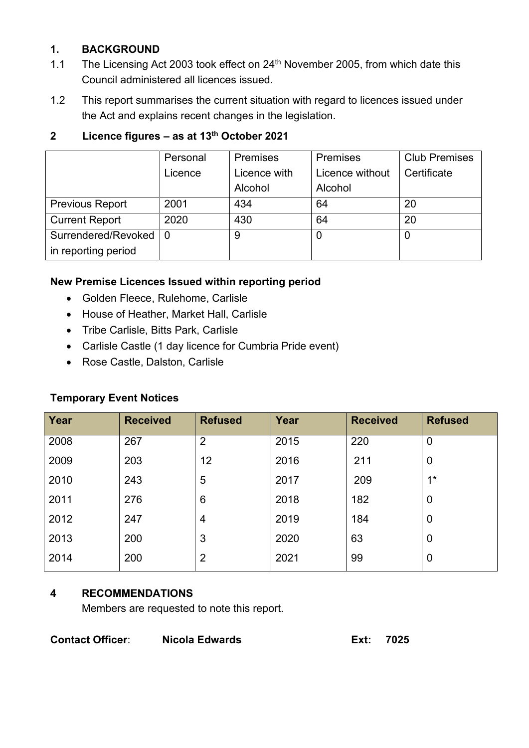## 1. BACKGROUND

1.1 The Licensing Act 2003 took effect on 24th November 2005, from which date this Council administered all licences issued.

1.2 This report summarises the current situation with regard to licences issued under the Act and explains recent changes in the legislation.

## 2 Licence figures – as at 13th October 2021

| | Personal Licence | Premises Licence with Alcohol | Premises Licence without Alcohol | Club Premises Certificate |
|---|---|---|---|---|
| Previous Report | 2001 | 434 | 64 | 20 |
| Current Report | 2020 | 430 | 64 | 20 |
| Surrendered/Revoked in reporting period | 0 | 9 | 0 | 0 |

**New Premise Licences Issued within reporting period**

- Golden Fleece, Rulehome, Carlisle
- House of Heather, Market Hall, Carlisle
- Tribe Carlisle, Bitts Park, Carlisle
- Carlisle Castle (1 day licence for Cumbria Pride event)
- Rose Castle, Dalston, Carlisle

**Temporary Event Notices**

| Year | Received | Refused | Year | Received | Refused |
|---|---|---|---|---|---|
| 2008 | 267 | 2 | 2015 | 220 | 0 |
| 2009 | 203 | 12 | 2016 | 211 | 0 |
| 2010 | 243 | 5 | 2017 | 209 | 1* |
| 2011 | 276 | 6 | 2018 | 182 | 0 |
| 2012 | 247 | 4 | 2019 | 184 | 0 |
| 2013 | 200 | 3 | 2020 | 63 | 0 |
| 2014 | 200 | 2 | 2021 | 99 | 0 |

## 4 RECOMMENDATIONS

Members are requested to note this report.

**Contact Officer**: **Nicola Edwards** **Ext: 7025**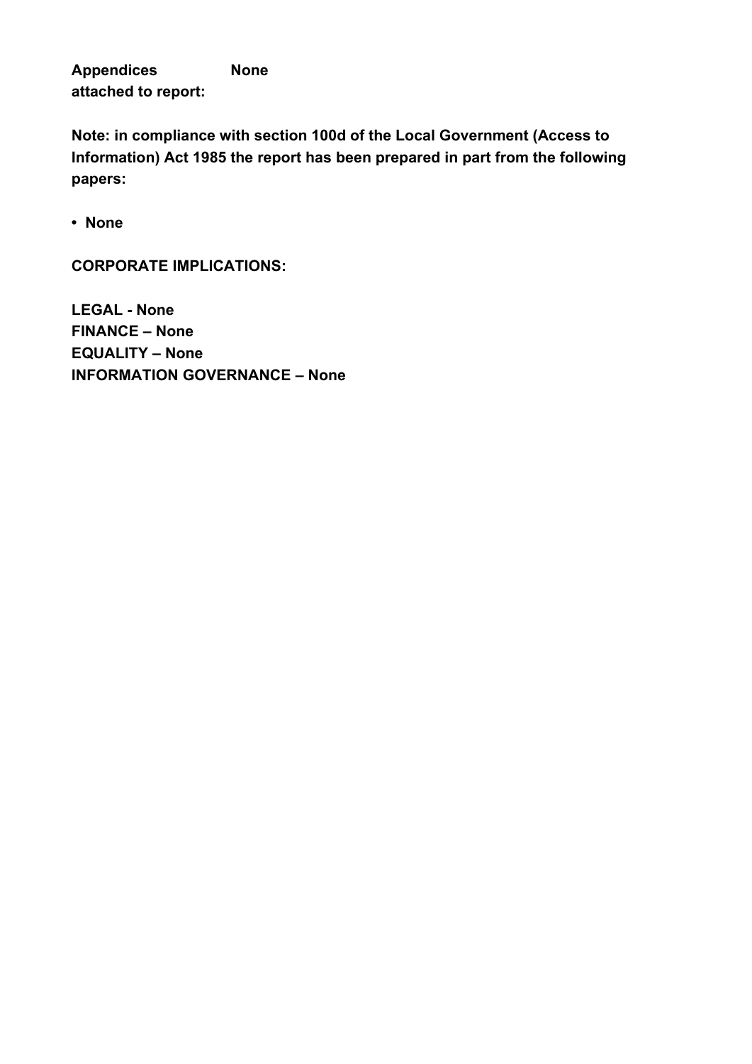**Appendices attached to report:** **None**

**Note: in compliance with section 100d of the Local Government (Access to Information) Act 1985 the report has been prepared in part from the following papers:**

- **None**

**CORPORATE IMPLICATIONS:**

**LEGAL - None**
**FINANCE – None**
**EQUALITY – None**
**INFORMATION GOVERNANCE – None**